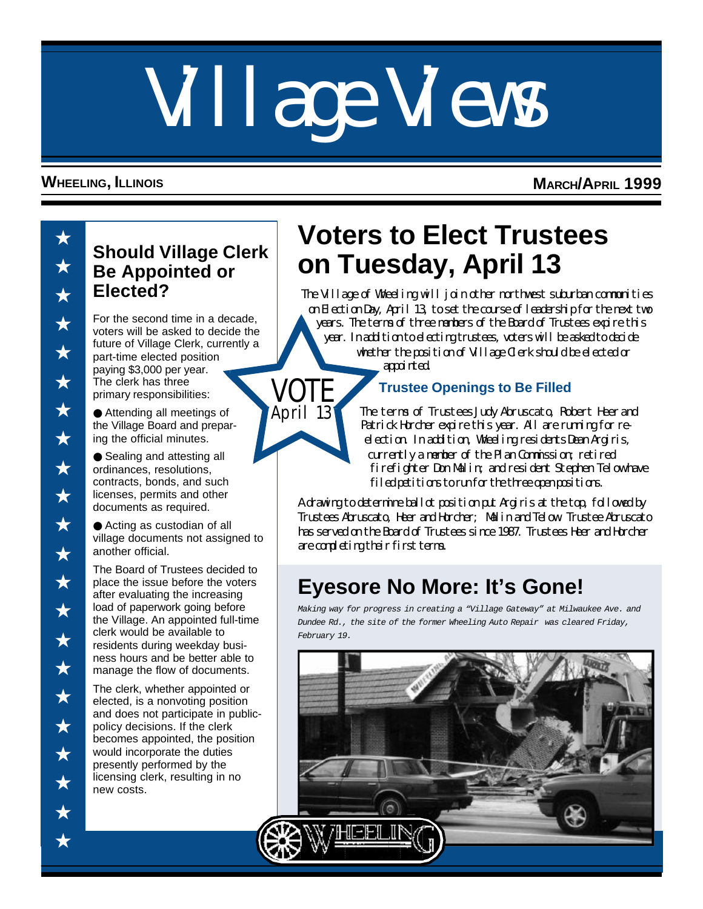# Village Views

**WHEELING, ILLINOIS** **MARCH/APRIL 1999**

## Should Village Clerk Be Appointed or Elected?

For the second time in a decade, voters will be asked to decide the future of Village Clerk, currently a part-time elected position paying $3,000 per year. The clerk has three primary responsibilities:

- Attending all meetings of the Village Board and preparing the official minutes.
- Sealing and attesting all ordinances, resolutions, contracts, bonds, and such licenses, permits and other documents as required.
- Acting as custodian of all village documents not assigned to another official.

The Board of Trustees decided to place the issue before the voters after evaluating the increasing load of paperwork going before the Village. An appointed full-time clerk would be available to residents during weekday business hours and be better able to manage the flow of documents.

The clerk, whether appointed or elected, is a nonvoting position and does not participate in public-policy decisions. If the clerk becomes appointed, the position would incorporate the duties presently performed by the licensing clerk, resulting in no new costs.

## Voters to Elect Trustees on Tuesday, April 13

The Village of Wheeling will join other northwest suburban communities on Election Day, April 13, to set the course of leadership for the next two years. The terms of three members of the Board of Trustees expire this year. In addition to electing trustees, voters will be asked to decide whether the position of Village Clerk should be elected or appointed.

VOTE April 13

### Trustee Openings to Be Filled

The terms of Trustees Judy Abruscato, Robert Heer and Patrick Horcher expire this year. All are running for re-election. In addition, Wheeling residents Dean Argiris, currently a member of the Plan Commission; retired firefighter Don Malin; and resident Stephen Telow have filed petitions to run for the three open positions.

A drawing to determine ballot position put Argiris at the top, followed by Trustees Abruscato, Heer and Horcher; Malin and Telow. Trustee Abruscato has served on the Board of Trustees since 1987. Trustees Heer and Horcher are completing their first terms.

## Eyesore No More: It's Gone!

*Making way for progress in creating a "Village Gateway" at Milwaukee Ave. and Dundee Rd., the site of the former Wheeling Auto Repair was cleared Friday, February 19.*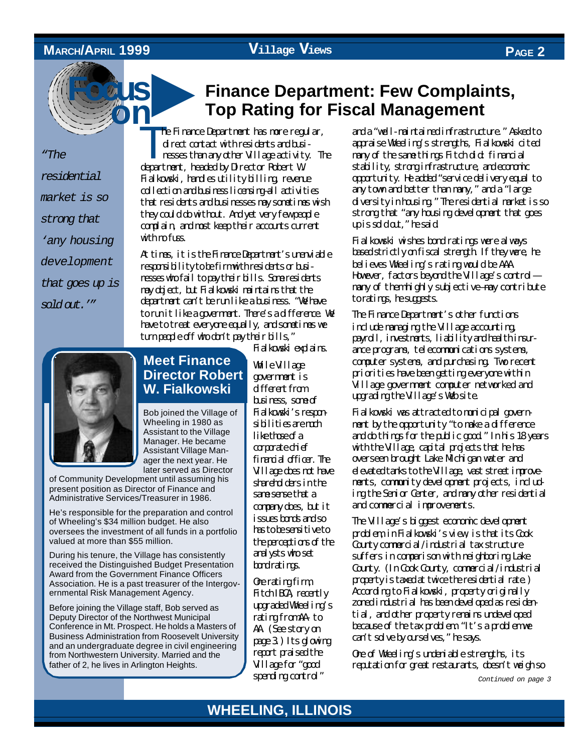Focus on

# Finance Department: Few Complaints, Top Rating for Fiscal Management

*"The residential market is so strong that 'any housing development that goes up is sold out.'"*

The Finance Department has more regular, direct contact with residents and businesses than any other Village activity. The department, headed by Director Robert W. Fialkowski, handles utility billing, revenue collection and business licensing–all activities that residents and businesses may sometimes wish they could do without. And yet very few people complain, and most keep their accounts current with no fuss.

At times, it is the Finance Department's unenviable responsibility to be firm with residents or businesses who fail to pay their bills. Some residents may object, but Fialkowski maintains that the department can't be run like a business. "We have to run it like a government. There's a difference. We have to treat everyone equally, and sometimes we turn people off who don't pay their bills," Fialkowski explains.

While Village government is different from business, some of Fialkowski's responsibilities are much like those of a corporate chief financial officer. The Village does not have shareholders in the same sense that a company does, but it issues bonds and so has to be sensitive to the perceptions of the analysts who set bond ratings.

One rating firm, Fitch IBCA, recently upgraded Wheeling's rating from AA- to AA. (See story on page 3.) Its glowing report praised the Village for "good spending control" and a "well-maintained infrastructure." Asked to appraise Wheeling's strengths, Fialkowski cited many of the same things Fitch did: financial stability, strong infrastructure, and economic opportunity. He added "service delivery equal to any town and better than many," and a "large diversity in housing." The residential market is so strong that "any housing development that goes up is sold out," he said.

Fialkowski wishes bond ratings were always based strictly on fiscal strength. If they were, he believes Wheeling's rating would be AAA. However, factors beyond the Village's control — many of them highly subjective–may contribute to ratings, he suggests.

The Finance Department's other functions include managing the Village accounting, payroll, investments, liability and health insurance programs, telecommunications systems, computer systems, and purchasing. Two recent priorities have been getting everyone within Village government computer networked and upgrading the Village's Web site.

Fialkowski was attracted to municipal government by the opportunity "to make a difference and do things for the public good." In his 18 years with the Village, capital projects that he has overseen brought Lake Michigan water and elevated tanks to the Village, vast street improvements, community development projects, including the Senior Center, and many other residential and commercial improvements.

The Village's biggest economic development problem, in Fialkowski's view, is that its Cook County commercial/industrial tax structure suffers in comparison with neighboring Lake County. (In Cook County, commercial/industrial property is taxed at twice the residential rate.) According to Fialkowski, property originally zoned industrial has been developed as residential, and other property remains undeveloped because of the tax problem. "It's a problem we can't solve by ourselves," he says.

One of Wheeling's undeniable strengths, its reputation for great restaurants, doesn't weigh so

*Continued on page 3*

## Meet Finance Director Robert W. Fialkowski

Bob joined the Village of Wheeling in 1980 as Assistant to the Village Manager. He became Assistant Village Manager the next year. He later served as Director of Community Development until assuming his present position as Director of Finance and Administrative Services/Treasurer in 1986.

He's responsible for the preparation and control of Wheeling's $34 million budget. He also oversees the investment of all funds in a portfolio valued at more than $55 million.

During his tenure, the Village has consistently received the Distinguished Budget Presentation Award from the Government Finance Officers Association. He is a past treasurer of the Intergovernmental Risk Management Agency.

Before joining the Village staff, Bob served as Deputy Director of the Northwest Municipal Conference in Mt. Prospect. He holds a Masters of Business Administration from Roosevelt University and an undergraduate degree in civil engineering from Northwestern University. Married and the father of 2, he lives in Arlington Heights.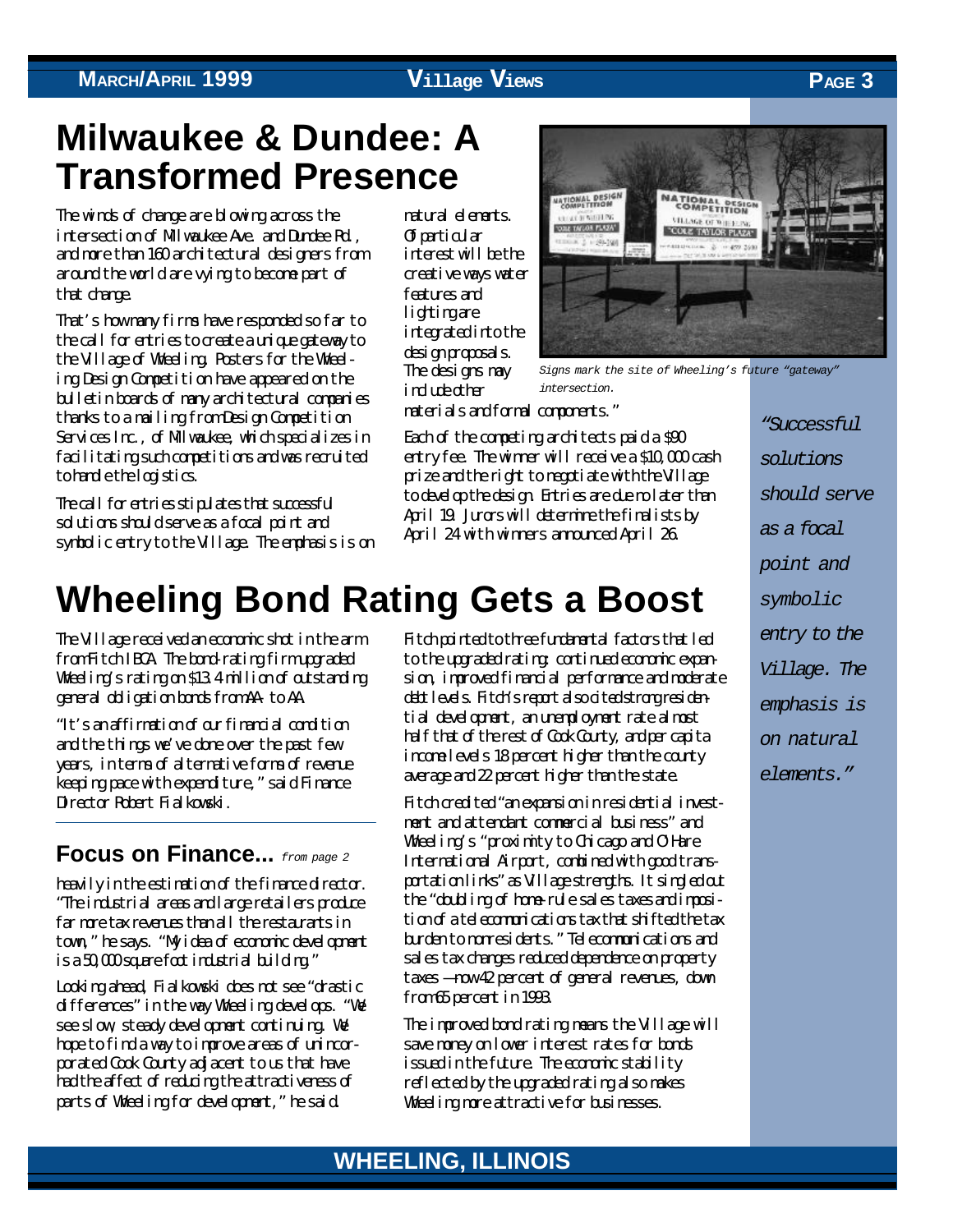# Milwaukee & Dundee: A Transformed Presence

The winds of change are blowing across the intersection of Milwaukee Ave. and Dundee Rd., and more than 160 architectural designers from around the world are vying to become part of that change.

That's how many firms have responded so far to the call for entries to create a unique gateway to the Village of Wheeling. Posters for the Wheeling Design Competition have appeared on the bulletin boards of many architectural companies thanks to a mailing from Design Competition Services Inc., of Milwaukee, which specializes in facilitating such competitions and was recruited to handle the logistics.

The call for entries stipulates that successful solutions should serve as a focal point and symbolic entry to the Village. The emphasis is on natural elements. Of particular interest will be the creative ways water features and lighting are integrated into the design proposals. The designs may include other materials and formal components."

Signs mark the site of Wheeling's future "gateway" intersection.

Each of the competing architects paid a $90 entry fee. The winner will receive a $10,000 cash prize and the right to negotiate with the Village to develop the design. Entries are due no later than April 19. Jurors will determine the finalists by April 24 with winners announced April 26.

*"Successful solutions should serve as a focal point and symbolic entry to the Village. The emphasis is on natural elements."*

# Wheeling Bond Rating Gets a Boost

The Village received an economic shot in the arm from Fitch IBCA. The bond-rating firm upgraded Wheeling's rating on $13.4 million of outstanding general obligation bonds from AA- to AA.

"It's an affirmation of our financial condition and the things we've done over the past few years, in terms of alternative forms of revenue keeping pace with expenditure," said Finance Director Robert Fialkowski.

Fitch pointed to three fundamental factors that led to the upgraded rating: continued economic expansion, improved financial performance and moderate debt levels. Fitch's report also cited strong residential development, an unemployment rate almost half that of the rest of Cook County, and per capita income levels 18 percent higher than the county average and 22 percent higher than the state.

Fitch credited "an expansion in residential investment and attendant commercial business" and Wheeling's "proximity to Chicago and O'Hare International Airport, combined with good transportation links" as Village strengths. It singled out the "doubling of home-rule sales taxes and imposition of a telecommunications tax that shifted the tax burden to nonresidents." Telecommunications and sales tax changes reduced dependence on property taxes — now 42 percent of general revenues, down from 65 percent in 1993.

The improved bond rating means the Village will save money on lower interest rates for bonds issued in the future. The economic stability reflected by the upgraded rating also makes Wheeling more attractive for businesses.

## Focus on Finance... *from page 2*

heavily in the estimation of the finance director. "The industrial areas and large retailers produce far more tax revenues than all the restaurants in town," he says. "My idea of economic development is a 50,000 square foot industrial building."

Looking ahead, Fialkowski does not see "drastic differences" in the way Wheeling develops. "We see slow, steady development continuing. We hope to find a way to improve areas of unincorporated Cook County adjacent to us that have had the affect of reducing the attractiveness of parts of Wheeling for development," he said.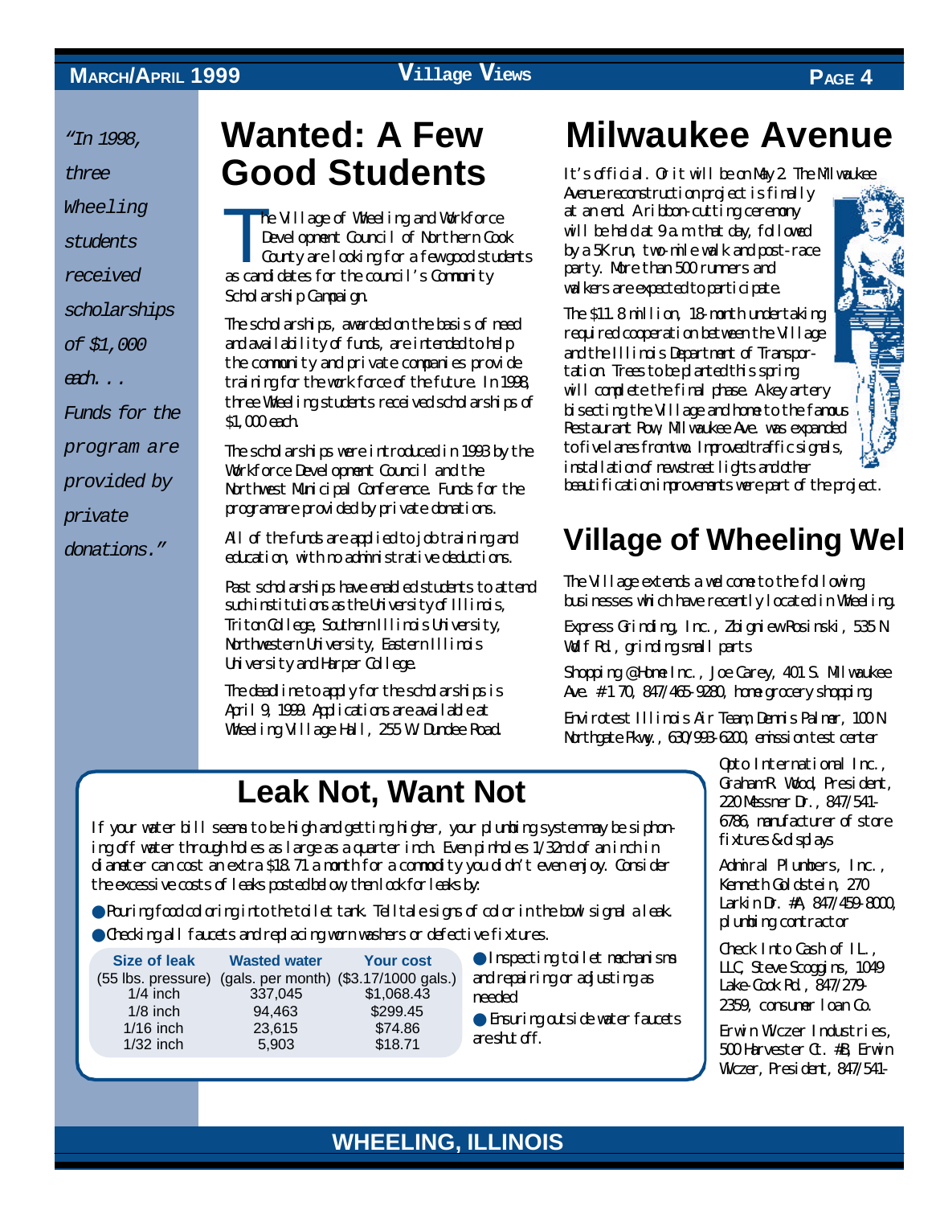"In 1998, three Wheeling students received scholarships of $1,000 each... Funds for the program are provided by private donations."

# Wanted: A Few Good Students

The Village of Wheeling and Workforce Development Council of Northern Cook County are looking for a few good students as candidates for the council's Community Scholarship Campaign.

The scholarships, awarded on the basis of need and availability of funds, are intended to help the community and private companies provide training for the work force of the future. In 1998, three Wheeling students received scholarships of $1,000 each.

The scholarships were introduced in 1993 by the Workforce Development Council and the Northwest Municipal Conference. Funds for the program are provided by private donations.

All of the funds are applied to job training and education, with no administrative deductions.

Past scholarships have enabled students to attend such institutions as the University of Illinois, Triton College, Southern Illinois University, Northwestern University, Eastern Illinois University and Harper College.

The deadline to apply for the scholarships is April 9, 1999. Applications are available at Wheeling Village Hall, 255 W. Dundee Road.

# Milwaukee Avenue

It's official. Or it will be on May 2. The Milwaukee Avenue reconstruction project is finally at an end. A ribbon-cutting ceremony will be held at 9 a.m. that day, followed by a 5K run, two-mile walk and post-race party. More than 500 runners and walkers are expected to participate.

The $11.8 million, 18-month undertaking required cooperation between the Village and the Illinois Department of Transportation. Trees to be planted this spring will complete the final phase. A key artery bisecting the Village and home to the famous Restaurant Row, Milwaukee Ave. was expanded to five lanes from two. Improved traffic signals, installation of new street lights and other beautification improvements were part of the project.

## Village of Wheeling Wel

The Village extends a welcome to the following businesses which have recently located in Wheeling.

Express Grinding, Inc., Zbigniew Posinski, 535 N. Wolf Rd., grinding small parts

Shopping @ Home Inc., Joe Carey, 401 S. Milwaukee Ave. #170, 847/465-9280, home grocery shopping

Envirotest Illinois Air Team, Dennis Palmer, 100 N. Northgate Pkwy., 630/993-6200, emission test center

Opto International Inc., Graham R. Wood, President, 220 Messner Dr., 847/541-6786, manufacturer of store fixtures & displays

Admiral Plumbers, Inc., Kenneth Goldstein, 270 Larkin Dr. #A, 847/459-8000, plumbing contractor

Check Into Cash of IL., LLC, Steve Scoggins, 1049 Lake-Cook Rd., 847/279-2359, consumer loan Co.

Erwin Wiczer Industries, 500 Harvester Ct. #B, Erwin Wiczer, President, 847/541-

# Leak Not, Want Not

If your water bill seems to be high and getting higher, your plumbing system may be siphoning off water through holes as large as a quarter inch. Even pinholes 1/32nd of an inch in diameter can cost an extra $18.71 a month for a commodity you didn't even enjoy. Consider the excessive costs of leaks posted below, then look for leaks by:

- Pouring food coloring into the toilet tank. Telltale signs of color in the bowl signal a leak.
- Checking all faucets and replacing worn washers or defective fixtures.
- Inspecting toilet mechanisms and repairing or adjusting as needed
- Ensuring outside water faucets are shut off.

| Size of leak (55 lbs. pressure) | Wasted water (gals. per month) | Your cost ($3.17/1000 gals.) |
|---|---|---|
| 1/4 inch | 337,045 | $1,068.43 |
| 1/8 inch | 94,463 | $299.45 |
| 1/16 inch | 23,615 | $74.86 |
| 1/32 inch | 5,903 | $18.71 |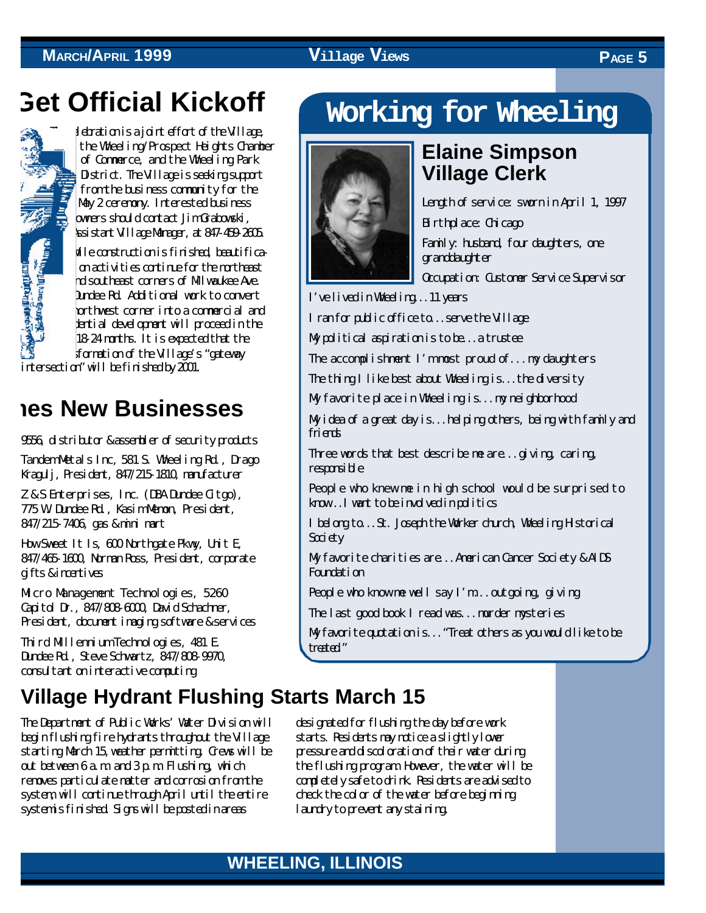## Get Official Kickoff

lebration is a joint effort of the Village, the Wheeling/Prospect Heights Chamber of Commerce, and the Wheeling Park District. The Village is seeking support from the business community for the May 2 ceremony. Interested business owners should contact Jim Grabowski, Assistant Village Manager, at 847-459-2605.

ile construction is finished, beautification activities continue for the northeast nd southeast corners of Milwaukee Ave. Dundee Rd. Additional work to convert orthwest corner into a commercial and dential development will proceed in the 18-24 months. It is expected that the sformation of the Village's "gateway intersection" will be finished by 2001.

## nes New Businesses

9556, distributor & assembler of security products

Tandem Metals Inc, 581 S. Wheeling Rd., Drago Kragulj, President, 847/215-1810, manufacturer

Z & S Enterprises, Inc. (DBA Dundee Citgo), 775 W. Dundee Rd., Kasim Menon, President, 847/215-7406, gas & mini mart

How Sweet It Is, 600 Northgate Pkwy, Unit E, 847/465-1600, Norman Ross, President, corporate gifts & incentives

Micro Management Technologies, 5260 Capitol Dr., 847/808-6000, David Schachner, President, document imaging software & services

Third Millennium Technologies, 481 E. Dundee Rd., Steve Schwartz, 847/808-9970, consultant on interactive computing

# Working for Wheeling

### Elaine Simpson Village Clerk

Length of service: sworn in April 1, 1997

Birthplace: Chicago

Family: husband, four daughters, one granddaughter

Occupation: Customer Service Supervisor

I've lived in Wheeling...11 years

I ran for public office to...serve the Village

My political aspiration is to be...a trustee

The accomplishment I'm most proud of...my daughters

The thing I like best about Wheeling is...the diversity

My favorite place in Wheeling is...my neighborhood

My idea of a great day is...helping others, being with family and friends

Three words that best describe me are...giving, caring, responsible

People who knew me in high school would be surprised to know...I want to be involved in politics

I belong to...St. Joseph the Worker church, Wheeling Historical Society

My favorite charities are...American Cancer Society & AIDS Foundation

People who know me well say I'm...outgoing, giving

The last good book I read was...murder mysteries

My favorite quotation is..."Treat others as you would like to be treated"

## Village Hydrant Flushing Starts March 15

The Department of Public Works' Water Division will begin flushing fire hydrants throughout the Village starting March 15, weather permitting. Crews will be out between 6 a.m. and 3 p.m. Flushing, which removes particulate matter and corrosion from the system, will continue through April until the entire system is finished. Signs will be posted in areas designated for flushing the day before work starts. Residents may notice a slightly lower pressure and discoloration of their water during the flushing program. However, the water will be completely safe to drink. Residents are advised to check the color of the water before beginning laundry to prevent any staining.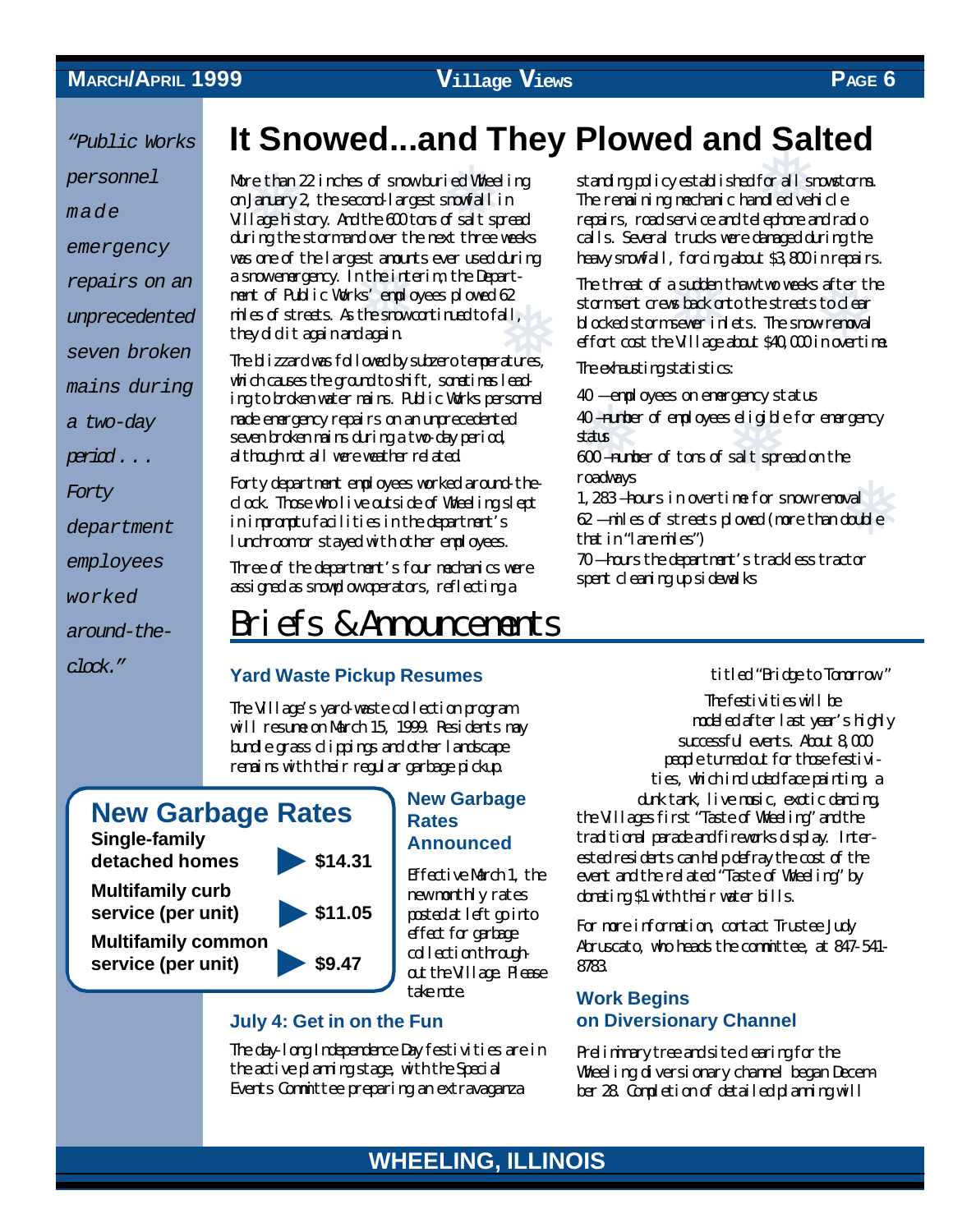*"Public Works personnel made emergency repairs on an unprecedented seven broken mains during a two-day period... Forty department employees worked around-the-clock."*

# It Snowed...and They Plowed and Salted

More than 22 inches of snow buried Wheeling on January 2, the second-largest snowfall in Village history. And the 600 tons of salt spread during the storm and over the next three weeks was one of the largest amounts ever used during a snow emergency. In the interim, the Department of Public Works' employees plowed 62 miles of streets. As the snow continued to fall, they did it again and again.

The blizzard was followed by subzero temperatures, which causes the ground to shift, sometimes leading to broken water mains. Public Works personnel made emergency repairs on an unprecedented seven broken mains during a two-day period, although not all were weather related.

Forty department employees worked around-the-clock. Those who live outside of Wheeling slept in impromptu facilities in the department's lunchroom or stayed with other employees.

Three of the department's four mechanics were assigned as snowplow operators, reflecting a standing policy established for all snowstorms. The remaining mechanic handled vehicle repairs, road service and telephone and radio calls. Several trucks were damaged during the heavy snowfall, forcing about $3,800 in repairs.

The threat of a sudden thaw two weeks after the storm sent crews back onto the streets to clear blocked storm sewer inlets. The snow removal effort cost the Village about $40,000 in overtime.

The exhausting statistics:

40 — employees on emergency status
40 — number of employees eligible for emergency status
600 — number of tons of salt spread on the roadways
1,283 — hours in overtime for snow removal
62 — miles of streets plowed (more than double that in "lane miles")
70 — hours the department's trackless tractor spent cleaning up sidewalks

# Briefs & Announcements

### Yard Waste Pickup Resumes

The Village's yard-waste collection program will resume on March 15, 1999. Residents may bundle grass clippings and other landscape remains with their regular garbage pickup.

## New Garbage Rates

| | |
|---|---|
| **Single-family detached homes** | **$14.31** |
| **Multifamily curb service (per unit)** | **$11.05** |
| **Multifamily common service (per unit)** | **$9.47** |

### New Garbage Rates Announced

Effective March 1, the new monthly rates posted at left go into effect for garbage collection throughout the Village. Please take note.

### July 4: Get in on the Fun

The day-long Independence Day festivities are in the active planning stage, with the Special Events Committee preparing an extravaganza titled "Bridge to Tomorrow."

The festivities will be modeled after last year's highly successful events. About 8,000 people turned out for those festivities, which included face painting, a dunk tank, live music, exotic dancing, the Villages first "Taste of Wheeling" and the traditional parade and fireworks display. Interested residents can help defray the cost of the event and the related "Taste of Wheeling" by donating $1 with their water bills.

For more information, contact Trustee Judy Abruscato, who heads the committee, at 847-541-8783.

### Work Begins on Diversionary Channel

Preliminary tree and site clearing for the Wheeling diversionary channel began December 28. Completion of detailed planning will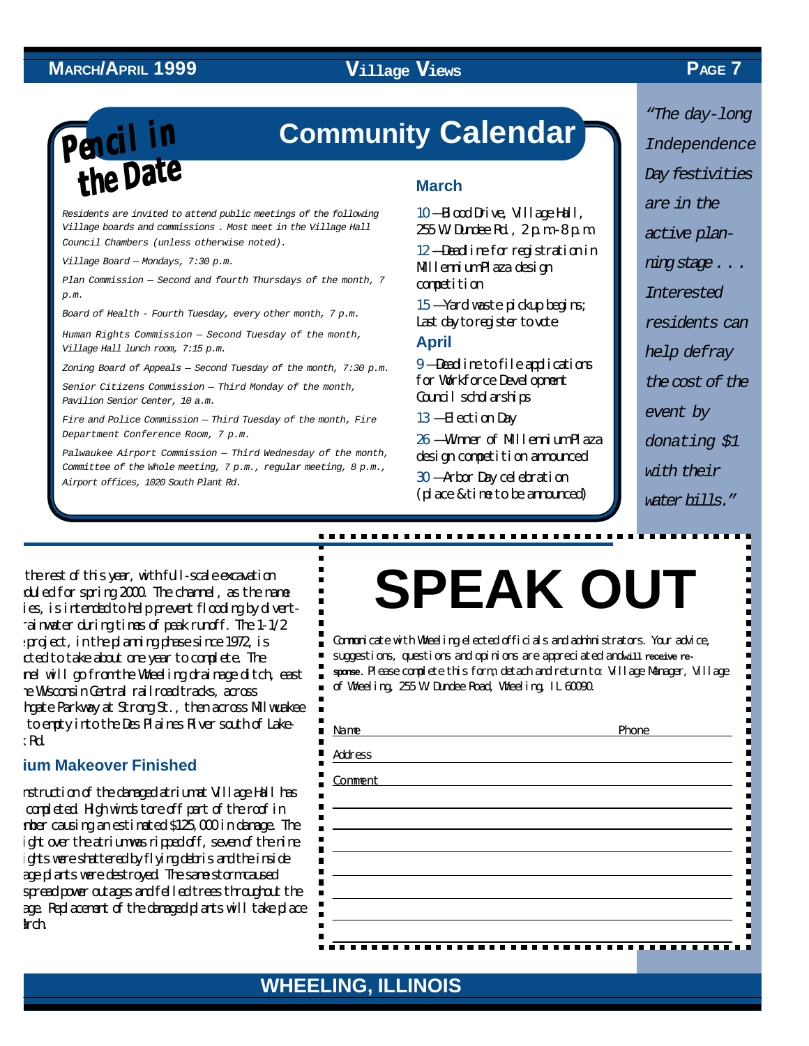## Pencil in the Date

## Community Calendar

*Residents are invited to attend public meetings of the following Village boards and commissions . Most meet in the Village Hall Council Chambers (unless otherwise noted).*

*Village Board – Mondays, 7:30 p.m.*

*Plan Commission – Second and fourth Thursdays of the month, 7 p.m.*

*Board of Health - Fourth Tuesday, every other month, 7 p.m.*

*Human Rights Commission – Second Tuesday of the month, Village Hall lunch room, 7:15 p.m.*

*Zoning Board of Appeals – Second Tuesday of the month, 7:30 p.m.*

*Senior Citizens Commission – Third Monday of the month, Pavilion Senior Center, 10 a.m.*

*Fire and Police Commission – Third Tuesday of the month, Fire Department Conference Room, 7 p.m.*

*Palwaukee Airport Commission – Third Wednesday of the month, Committee of the Whole meeting, 7 p.m., regular meeting, 8 p.m., Airport offices, 1020 South Plant Rd.*

### March

10 – Blood Drive, Village Hall, 255 W. Dundee Rd., 2 p.m.-8 p.m.

12 – Deadline for registration in Millenium Plaza design competition

15 – Yard waste pickup begins; Last day to register to vote

### April

9 – Deadline to file applications for Workforce Development Council scholarships

13 – Election Day

26 – Winner of Millenium Plaza design competition announced

30 – Arbor Day celebration (place & time to be announced)

*"The day-long Independence Day festivities are in the active planning stage . . . Interested residents can help defray the cost of the event by donating $1 with their water bills."*

the rest of this year, with full-scale excavation duled for spring 2000. The channel, as the name ies, is intended to help prevent flooding by divert- rainwater during times of peak runoff. The 1-1/2 project, in the planning phase since 1972, is cted to take about one year to complete. The nel will go from the Wheeling drainage ditch, east e Wisconsin Central railroad tracks, across hgate Parkway at Strong St., then across Milwaukee to empty into the Des Plaines River south of Lake- Rd.

### ium Makeover Finished

nstruction of the damaged atrium at Village Hall has completed. High winds tore off part of the roof in mber causing an estimated $125,000 in damage. The ight over the atrium was ripped off, seven of the nine ights were shattered by flying debris and the inside age plants were destroyed. The same storm caused spread power outages and felled trees throughout the age. Replacement of the damaged plants will take place rch.

# SPEAK OUT

Communicate with Wheeling elected officials and administrators. Your advice, suggestions, questions and opinions are appreciated and **will receive response**. Please complete this form, detach and return to: Village Manager, Village of Wheeling, 255 W. Dundee Road, Wheeling, IL 60090.

Name ______________________ Phone ____________

Address ______________________________________

Comment ______________________________________

WHEELING, ILLINOIS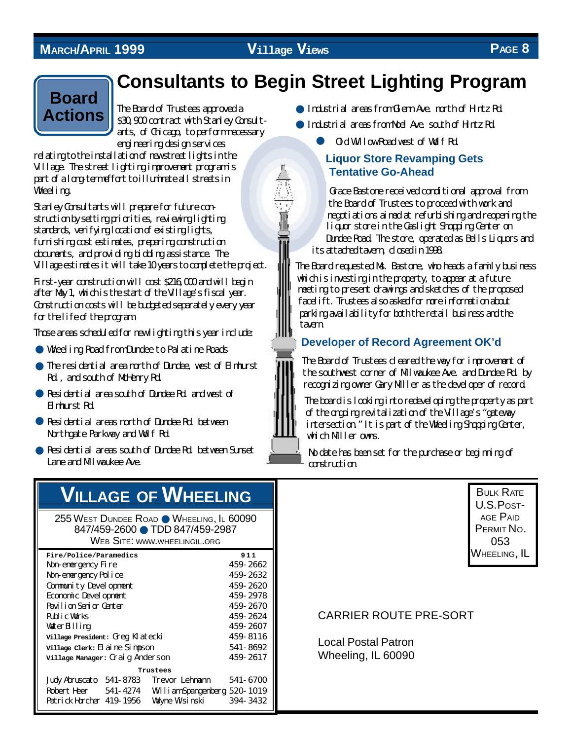# Consultants to Begin Street Lighting Program

**Board Actions**

The Board of Trustees approved a $30,900 contract with Stanley Consultants, of Chicago, to perform necessary engineering design services relating to the installation of new street lights in the Village. The street lighting improvement program is part of a long-term effort to illuminate all streets in Wheeling.

Stanley Consultants will prepare for future construction by setting priorities, reviewing lighting standards, verifying location of existing lights, furnishing cost estimates, preparing construction documents, and providing bidding assistance. The Village estimates it will take 10 years to complete the project.

First-year construction will cost $216,000 and will begin after May 1, which is the start of the Village's fiscal year. Construction costs will be budgeted separately every year for the life of the program.

Those areas scheduled for new lighting this year include:

- Wheeling Road from Dundee to Palatine Roads
- The residential area north of Dundee, west of Elmhurst Rd., and south of McHenry Rd.
- Residential area south of Dundee Rd. and west of Elmhurst Rd.
- Residential areas north of Dundee Rd. between Northgate Parkway and Wolf Rd.
- Residential areas south of Dundee Rd. between Sunset Lane and Milwaukee Ave.
- Industrial areas from Glenn Ave. north of Hintz Rd.
- Industrial areas from Noel Ave. south of Hintz Rd.
- Old Willow Road west of Wolf Rd.

## Liquor Store Revamping Gets Tentative Go-Ahead

Grace Bastone received conditional approval from the Board of Trustees to proceed with work and negotiations aimed at refurbishing and reopening the liquor store in the Gaslight Shopping Center on Dundee Road. The store, operated as Bells Liquors and its attached tavern, closed in 1998.

The Board requested Ms. Bastone, who heads a family business which is investing in the property, to appear at a future meeting to present drawings and sketches of the proposed facelift. Trustees also asked for more information about parking availability for both the retail business and the tavern.

## Developer of Record Agreement OK'd

The Board of Trustees cleared the way for improvement of the southwest corner of Milwaukee Ave. and Dundee Rd. by recognizing owner Gary Miller as the developer of record.

The board is looking into redeveloping the property as part of the ongoing revitalization of the Village's "gateway intersection." It is part of the Wheeling Shopping Center, which Miller owns.

No date has been set for the purchase or beginning of construction.

## Village of Wheeling

255 West Dundee Road ● Wheeling, IL 60090
847/459-2600 ● TDD 847/459-2987
Web Site: www.wheelingil.org

| | |
|---|---|
| **Fire/Police/Paramedics** | **911** |
| Non-emergency Fire | 459-2662 |
| Non-emergency Police | 459-2632 |
| Community Development | 459-2620 |
| Economic Development | 459-2978 |
| Pavilion Senior Center | 459-2670 |
| Public Works | 459-2624 |
| Water Billing | 459-2607 |
| **Village President:** Greg Klatecki | 459-8116 |
| **Village Clerk:** Elaine Simpson | 541-8692 |
| **Village Manager:** Craig Anderson | 459-2617 |

**Trustees**

| | | | |
|---|---|---|---|
| Judy Abruscato | 541-8783 | Trevor Lehmann | 541-6700 |
| Robert Heer | 541-4274 | William Spangenberg | 520-1019 |
| Patrick Horcher | 419-1956 | Wayne Wisinski | 394-3432 |

Bulk Rate
U.S. Postage Paid
Permit No. 053
Wheeling, IL

CARRIER ROUTE PRE-SORT

Local Postal Patron
Wheeling, IL 60090